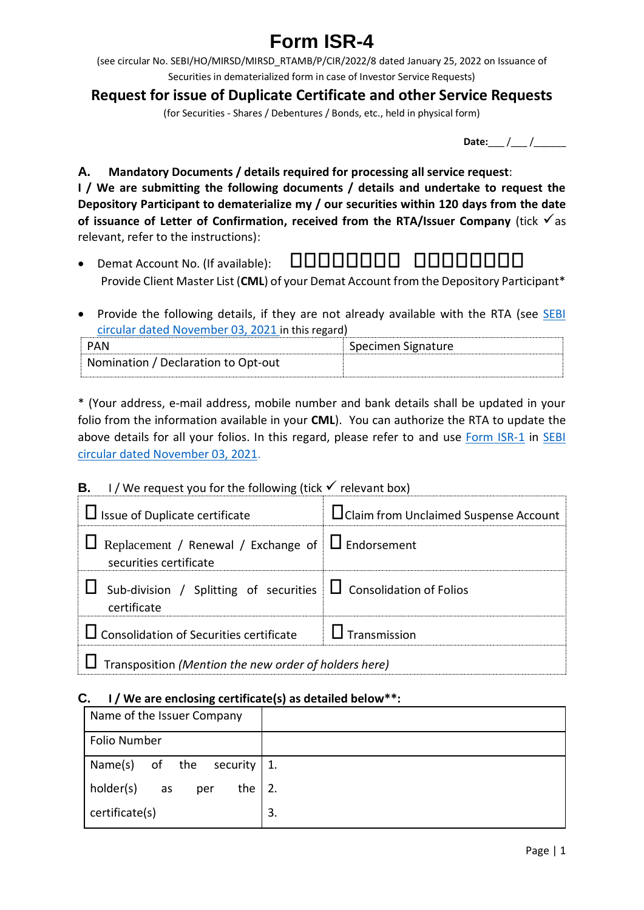// Form ISR-4 (page 1 of 2) — transcribed

# Form ISR-4

(see circular No. SEBI/HO/MIRSD/MIRSD_RTAMB/P/CIR/2022/8 dated January 25, 2022 on Issuance of Securities in dematerialized form in case of Investor Service Requests)

## Request for issue of Duplicate Certificate and other Service Requests

(for Securities - Shares / Debentures / Bonds, etc., held in physical form)

**Date:**___ /___ /______

**A. Mandatory Documents / details required for processing all service request**:
**I / We are submitting the following documents / details and undertake to request the Depository Participant to dematerialize my / our securities within 120 days from the date of issuance of Letter of Confirmation, received from the RTA/Issuer Company** (tick ✓as relevant, refer to the instructions):

- Demat Account No. (If available): ☐☐☐☐☐☐☐☐ ☐☐☐☐☐☐☐☐
  Provide Client Master List (**CML**) of your Demat Account from the Depository Participant*

- Provide the following details, if they are not already available with the RTA (see SEBI circular dated November 03, 2021 in this regard)

| PAN | Specimen Signature |
|---|---|
| Nomination / Declaration to Opt-out | |

* (Your address, e-mail address, mobile number and bank details shall be updated in your folio from the information available in your **CML**). You can authorize the RTA to update the above details for all your folios. In this regard, please refer to and use Form ISR-1 in SEBI circular dated November 03, 2021.

**B.** I / We request you for the following (tick ✓ relevant box)

| | |
|---|---|
| ☐ Issue of Duplicate certificate | ☐ Claim from Unclaimed Suspense Account |
| ☐ Replacement / Renewal / Exchange of securities certificate | ☐ Endorsement |
| ☐ Sub-division / Splitting of securities certificate | ☐ Consolidation of Folios |
| ☐ Consolidation of Securities certificate | ☐ Transmission |
| ☐ Transposition *(Mention the new order of holders here)* | |

**C. I / We are enclosing certificate(s) as detailed below**:**

| | |
|---|---|
| Name of the Issuer Company | |
| Folio Number | |
| Name(s) of the security holder(s) as per the certificate(s) | 1.<br>2.<br>3. |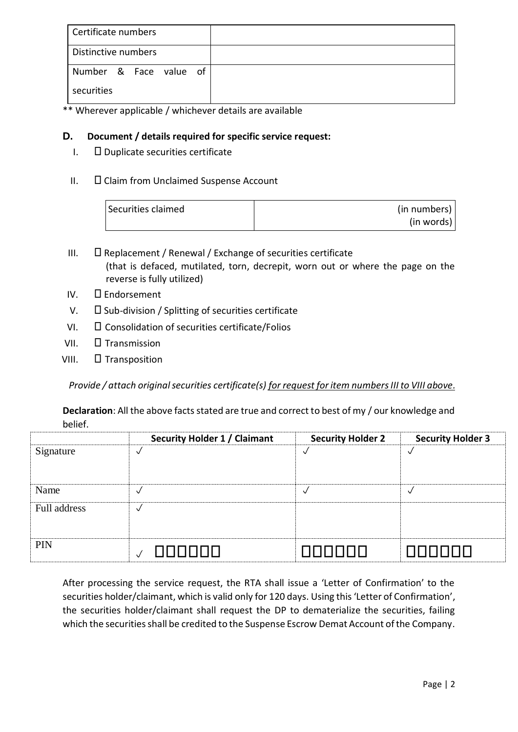| | |
|---|---|
| Certificate numbers | |
| Distinctive numbers | |
| Number & Face value of securities | |

** Wherever applicable / whichever details are available

**D. Document / details required for specific service request:**

I. ☐ Duplicate securities certificate

II. ☐ Claim from Unclaimed Suspense Account

| | |
|---|---|
| Securities claimed | (in numbers)<br>(in words) |

III. ☐ Replacement / Renewal / Exchange of securities certificate (that is defaced, mutilated, torn, decrepit, worn out or where the page on the reverse is fully utilized)

IV. ☐ Endorsement

V. ☐ Sub-division / Splitting of securities certificate

VI. ☐ Consolidation of securities certificate/Folios

VII. ☐ Transmission

VIII. ☐ Transposition

*Provide / attach original securities certificate(s) <u>for request for item numbers III to VIII above</u>.*

**Declaration**: All the above facts stated are true and correct to best of my / our knowledge and belief.

| | Security Holder 1 / Claimant | Security Holder 2 | Security Holder 3 |
|---|---|---|---|
| Signature | ✓ | ✓ | ✓ |
| Name | ✓ | ✓ | ✓ |
| Full address | ✓ | | |
| PIN | ✓ ☐☐☐☐☐☐ | ☐☐☐☐☐☐ | ☐☐☐☐☐☐ |

After processing the service request, the RTA shall issue a 'Letter of Confirmation' to the securities holder/claimant, which is valid only for 120 days. Using this 'Letter of Confirmation', the securities holder/claimant shall request the DP to dematerialize the securities, failing which the securities shall be credited to the Suspense Escrow Demat Account of the Company.